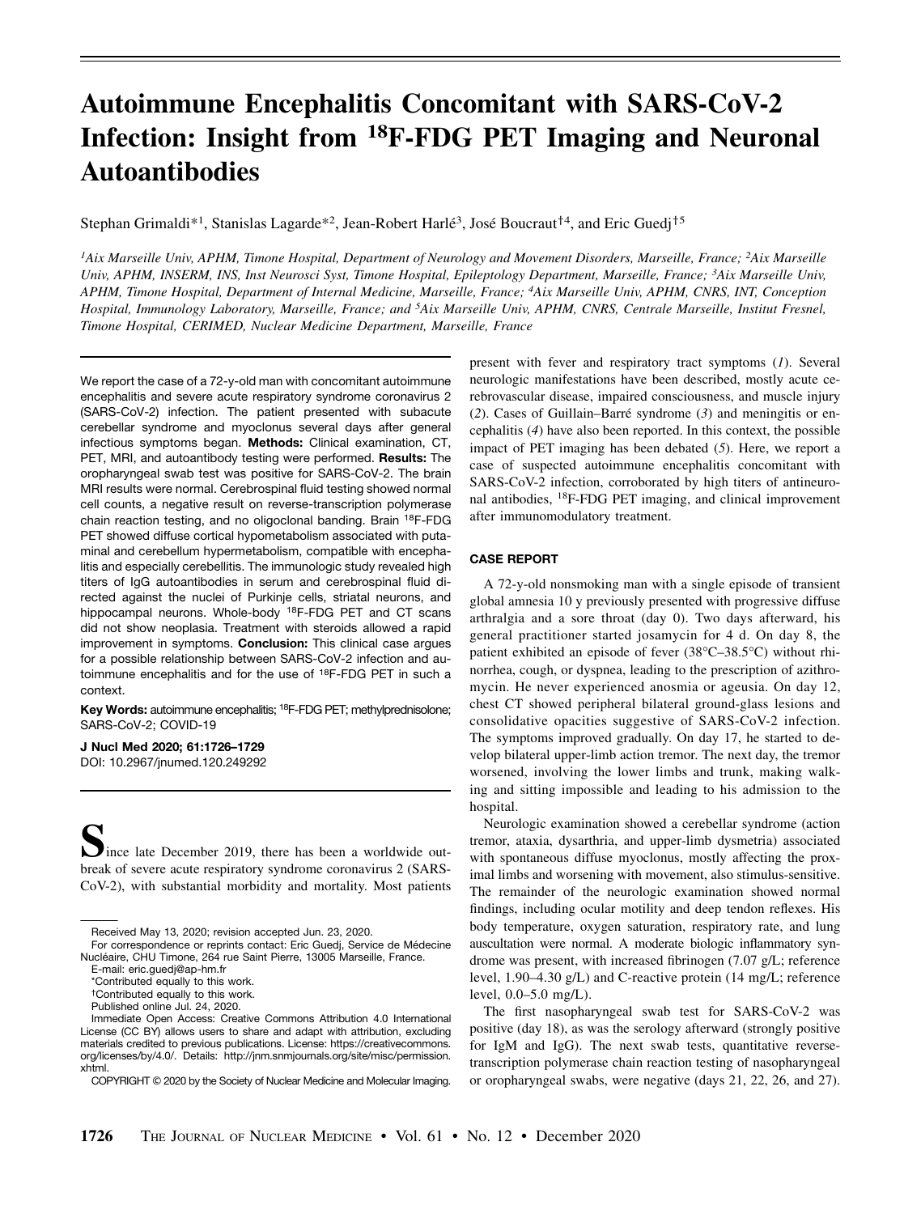# Autoimmune Encephalitis Concomitant with SARS-CoV-2 Infection: Insight from $^{18}$F-FDG PET Imaging and Neuronal Autoantibodies

Stephan Grimaldi*[1], Stanislas Lagarde*[2], Jean-Robert Harlé[3], José Boucraut†[4], and Eric Guedj†[5]

*[1]Aix Marseille Univ, APHM, Timone Hospital, Department of Neurology and Movement Disorders, Marseille, France; [2]Aix Marseille Univ, APHM, INSERM, INS, Inst Neurosci Syst, Timone Hospital, Epileptology Department, Marseille, France; [3]Aix Marseille Univ, APHM, Timone Hospital, Department of Internal Medicine, Marseille, France; [4]Aix Marseille Univ, APHM, CNRS, INT, Conception Hospital, Immunology Laboratory, Marseille, France; and [5]Aix Marseille Univ, APHM, CNRS, Centrale Marseille, Institut Fresnel, Timone Hospital, CERIMED, Nuclear Medicine Department, Marseille, France*

We report the case of a 72-y-old man with concomitant autoimmune encephalitis and severe acute respiratory syndrome coronavirus 2 (SARS-CoV-2) infection. The patient presented with subacute cerebellar syndrome and myoclonus several days after general infectious symptoms began. **Methods:** Clinical examination, CT, PET, MRI, and autoantibody testing were performed. **Results:** The oropharyngeal swab test was positive for SARS-CoV-2. The brain MRI results were normal. Cerebrospinal fluid testing showed normal cell counts, a negative result on reverse-transcription polymerase chain reaction testing, and no oligoclonal banding. Brain $^{18}$F-FDG PET showed diffuse cortical hypometabolism associated with putaminal and cerebellum hypermetabolism, compatible with encephalitis and especially cerebellitis. The immunologic study revealed high titers of IgG autoantibodies in serum and cerebrospinal fluid directed against the nuclei of Purkinje cells, striatal neurons, and hippocampal neurons. Whole-body $^{18}$F-FDG PET and CT scans did not show neoplasia. Treatment with steroids allowed a rapid improvement in symptoms. **Conclusion:** This clinical case argues for a possible relationship between SARS-CoV-2 infection and autoimmune encephalitis and for the use of $^{18}$F-FDG PET in such a context.

**Key Words:** autoimmune encephalitis; $^{18}$F-FDG PET; methylprednisolone; SARS-CoV-2; COVID-19

**J Nucl Med 2020; 61:1726–1729**
DOI: 10.2967/jnumed.120.249292

Since late December 2019, there has been a worldwide outbreak of severe acute respiratory syndrome coronavirus 2 (SARS-CoV-2), with substantial morbidity and mortality. Most patients present with fever and respiratory tract symptoms (*1*). Several neurologic manifestations have been described, mostly acute cerebrovascular disease, impaired consciousness, and muscle injury (*2*). Cases of Guillain–Barré syndrome (*3*) and meningitis or encephalitis (*4*) have also been reported. In this context, the possible impact of PET imaging has been debated (*5*). Here, we report a case of suspected autoimmune encephalitis concomitant with SARS-CoV-2 infection, corroborated by high titers of antineuronal antibodies, $^{18}$F-FDG PET imaging, and clinical improvement after immunomodulatory treatment.

## CASE REPORT

A 72-y-old nonsmoking man with a single episode of transient global amnesia 10 y previously presented with progressive diffuse arthralgia and a sore throat (day 0). Two days afterward, his general practitioner started josamycin for 4 d. On day 8, the patient exhibited an episode of fever (38°C–38.5°C) without rhinorrhea, cough, or dyspnea, leading to the prescription of azithromycin. He never experienced anosmia or ageusia. On day 12, chest CT showed peripheral bilateral ground-glass lesions and consolidative opacities suggestive of SARS-CoV-2 infection. The symptoms improved gradually. On day 17, he started to develop bilateral upper-limb action tremor. The next day, the tremor worsened, involving the lower limbs and trunk, making walking and sitting impossible and leading to his admission to the hospital.

Neurologic examination showed a cerebellar syndrome (action tremor, ataxia, dysarthria, and upper-limb dysmetria) associated with spontaneous diffuse myoclonus, mostly affecting the proximal limbs and worsening with movement, also stimulus-sensitive. The remainder of the neurologic examination showed normal findings, including ocular motility and deep tendon reflexes. His body temperature, oxygen saturation, respiratory rate, and lung auscultation were normal. A moderate biologic inflammatory syndrome was present, with increased fibrinogen (7.07 g/L; reference level, 1.90–4.30 g/L) and C-reactive protein (14 mg/L; reference level, 0.0–5.0 mg/L).

The first nasopharyngeal swab test for SARS-CoV-2 was positive (day 18), as was the serology afterward (strongly positive for IgM and IgG). The next swab tests, quantitative reverse-transcription polymerase chain reaction testing of nasopharyngeal or oropharyngeal swabs, were negative (days 21, 22, 26, and 27).

---

Received May 13, 2020; revision accepted Jun. 23, 2020.

For correspondence or reprints contact: Eric Guedj, Service de Médecine Nucléaire, CHU Timone, 264 rue Saint Pierre, 13005 Marseille, France.

E-mail: eric.guedj@ap-hm.fr

*Contributed equally to this work.

†Contributed equally to this work.

Published online Jul. 24, 2020.

Immediate Open Access: Creative Commons Attribution 4.0 International License (CC BY) allows users to share and adapt with attribution, excluding materials credited to previous publications. License: https://creativecommons.org/licenses/by/4.0/. Details: http://jnm.snmjournals.org/site/misc/permission.xhtml.

COPYRIGHT © 2020 by the Society of Nuclear Medicine and Molecular Imaging.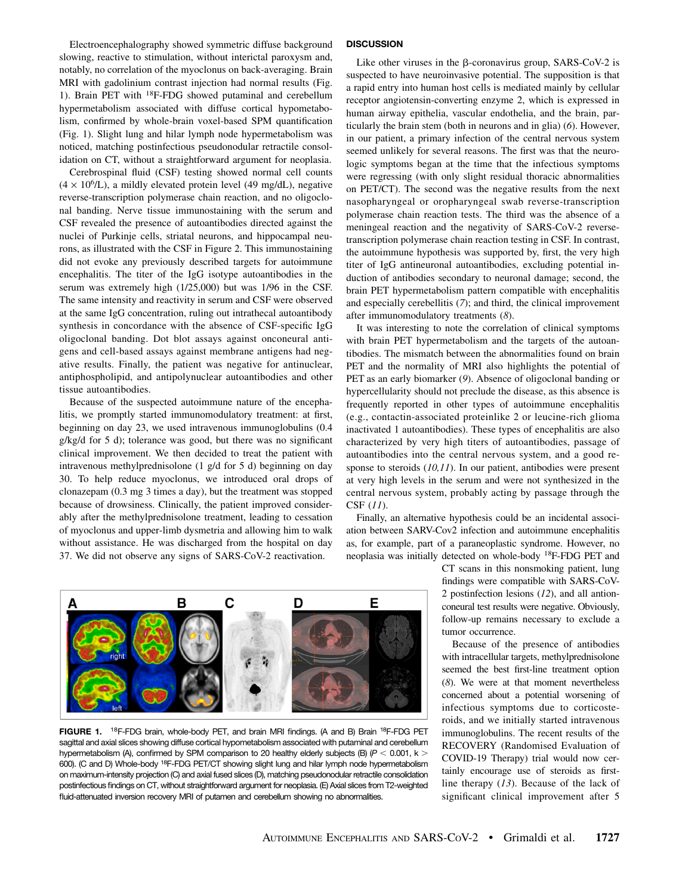Electroencephalography showed symmetric diffuse background slowing, reactive to stimulation, without interictal paroxysm and, notably, no correlation of the myoclonus on back-averaging. Brain MRI with gadolinium contrast injection had normal results (Fig. 1). Brain PET with $^{18}$F-FDG showed putaminal and cerebellum hypermetabolism associated with diffuse cortical hypometabolism, confirmed by whole-brain voxel-based SPM quantification (Fig. 1). Slight lung and hilar lymph node hypermetabolism was noticed, matching postinfectious pseudonodular retractile consolidation on CT, without a straightforward argument for neoplasia.

Cerebrospinal fluid (CSF) testing showed normal cell counts ($4 \times 10^6$/L), a mildly elevated protein level (49 mg/dL), negative reverse-transcription polymerase chain reaction, and no oligoclonal banding. Nerve tissue immunostaining with the serum and CSF revealed the presence of autoantibodies directed against the nuclei of Purkinje cells, striatal neurons, and hippocampal neurons, as illustrated with the CSF in Figure 2. This immunostaining did not evoke any previously described targets for autoimmune encephalitis. The titer of the IgG isotype autoantibodies in the serum was extremely high (1/25,000) but was 1/96 in the CSF. The same intensity and reactivity in serum and CSF were observed at the same IgG concentration, ruling out intrathecal autoantibody synthesis in concordance with the absence of CSF-specific IgG oligoclonal banding. Dot blot assays against onconeural antigens and cell-based assays against membrane antigens had negative results. Finally, the patient was negative for antinuclear, antiphospholipid, and antipolynuclear autoantibodies and other tissue autoantibodies.

Because of the suspected autoimmune nature of the encephalitis, we promptly started immunomodulatory treatment: at first, beginning on day 23, we used intravenous immunoglobulins (0.4 g/kg/d for 5 d); tolerance was good, but there was no significant clinical improvement. We then decided to treat the patient with intravenous methylprednisolone (1 g/d for 5 d) beginning on day 30. To help reduce myoclonus, we introduced oral drops of clonazepam (0.3 mg 3 times a day), but the treatment was stopped because of drowsiness. Clinically, the patient improved considerably after the methylprednisolone treatment, leading to cessation of myoclonus and upper-limb dysmetria and allowing him to walk without assistance. He was discharged from the hospital on day 37. We did not observe any signs of SARS-CoV-2 reactivation.

**FIGURE 1.** $^{18}$F-FDG brain, whole-body PET, and brain MRI findings. (A and B) Brain $^{18}$F-FDG PET sagittal and axial slices showing diffuse cortical hypometabolism associated with putaminal and cerebellum hypermetabolism (A), confirmed by SPM comparison to 20 healthy elderly subjects (B) ($P < 0.001$, $k > 600$). (C and D) Whole-body $^{18}$F-FDG PET/CT showing slight lung and hilar lymph node hypermetabolism on maximum-intensity projection (C) and axial fused slices (D), matching pseudonodular retractile consolidation postinfectious findings on CT, without straightforward argument for neoplasia. (E) Axial slices from T2-weighted fluid-attenuated inversion recovery MRI of putamen and cerebellum showing no abnormalities.

## DISCUSSION

Like other viruses in the β-coronavirus group, SARS-CoV-2 is suspected to have neuroinvasive potential. The supposition is that a rapid entry into human host cells is mediated mainly by cellular receptor angiotensin-converting enzyme 2, which is expressed in human airway epithelia, vascular endothelia, and the brain, particularly the brain stem (both in neurons and in glia) (*6*). However, in our patient, a primary infection of the central nervous system seemed unlikely for several reasons. The first was that the neurologic symptoms began at the time that the infectious symptoms were regressing (with only slight residual thoracic abnormalities on PET/CT). The second was the negative results from the next nasopharyngeal or oropharyngeal swab reverse-transcription polymerase chain reaction tests. The third was the absence of a meningeal reaction and the negativity of SARS-CoV-2 reverse-transcription polymerase chain reaction testing in CSF. In contrast, the autoimmune hypothesis was supported by, first, the very high titer of IgG antineuronal autoantibodies, excluding potential induction of antibodies secondary to neuronal damage; second, the brain PET hypermetabolism pattern compatible with encephalitis and especially cerebellitis (*7*); and third, the clinical improvement after immunomodulatory treatments (*8*).

It was interesting to note the correlation of clinical symptoms with brain PET hypermetabolism and the targets of the autoantibodies. The mismatch between the abnormalities found on brain PET and the normality of MRI also highlights the potential of PET as an early biomarker (*9*). Absence of oligoclonal banding or hypercellularity should not preclude the disease, as this absence is frequently reported in other types of autoimmune encephalitis (e.g., contactin-associated proteinlike 2 or leucine-rich glioma inactivated 1 autoantibodies). These types of encephalitis are also characterized by very high titers of autoantibodies, passage of autoantibodies into the central nervous system, and a good response to steroids (*10,11*). In our patient, antibodies were present at very high levels in the serum and were not synthesized in the central nervous system, probably acting by passage through the CSF (*11*).

Finally, an alternative hypothesis could be an incidental association between SARV-Cov2 infection and autoimmune encephalitis as, for example, part of a paraneoplastic syndrome. However, no neoplasia was initially detected on whole-body $^{18}$F-FDG PET and CT scans in this nonsmoking patient, lung findings were compatible with SARS-CoV-2 postinfection lesions (*12*), and all antionconeural test results were negative. Obviously, follow-up remains necessary to exclude a tumor occurrence.

Because of the presence of antibodies with intracellular targets, methylprednisolone seemed the best first-line treatment option (*8*). We were at that moment nevertheless concerned about a potential worsening of infectious symptoms due to corticosteroids, and we initially started intravenous immunoglobulins. The recent results of the RECOVERY (Randomised Evaluation of COVID-19 Therapy) trial would now certainly encourage use of steroids as first-line therapy (*13*). Because of the lack of significant clinical improvement after 5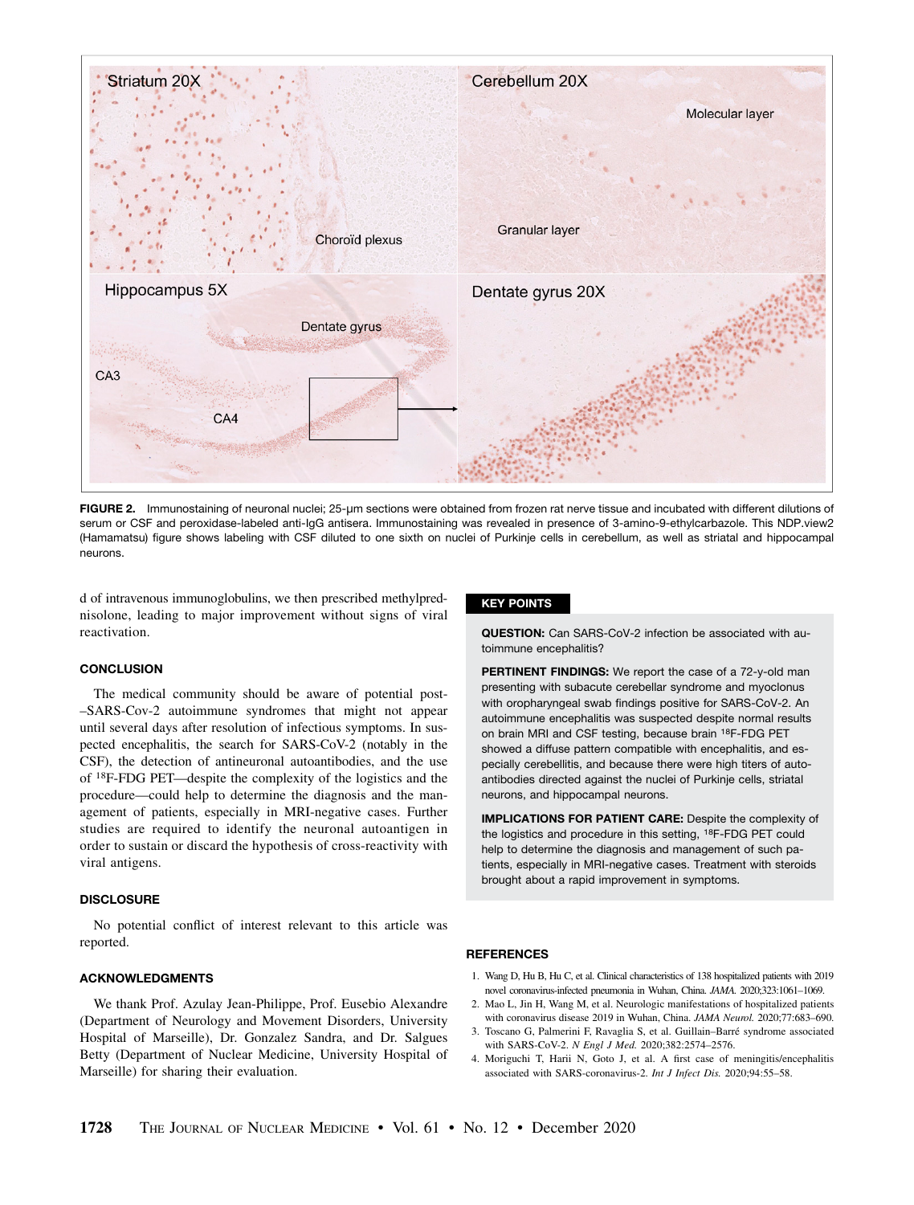**FIGURE 2.** Immunostaining of neuronal nuclei; 25-μm sections were obtained from frozen rat nerve tissue and incubated with different dilutions of serum or CSF and peroxidase-labeled anti-IgG antisera. Immunostaining was revealed in presence of 3-amino-9-ethylcarbazole. This NDP.view2 (Hamamatsu) figure shows labeling with CSF diluted to one sixth on nuclei of Purkinje cells in cerebellum, as well as striatal and hippocampal neurons.

d of intravenous immunoglobulins, we then prescribed methylprednisolone, leading to major improvement without signs of viral reactivation.

## CONCLUSION

The medical community should be aware of potential post–SARS-Cov-2 autoimmune syndromes that might not appear until several days after resolution of infectious symptoms. In suspected encephalitis, the search for SARS-CoV-2 (notably in the CSF), the detection of antineuronal autoantibodies, and the use of $^{18}$F-FDG PET—despite the complexity of the logistics and the procedure—could help to determine the diagnosis and the management of patients, especially in MRI-negative cases. Further studies are required to identify the neuronal autoantigen in order to sustain or discard the hypothesis of cross-reactivity with viral antigens.

## DISCLOSURE

No potential conflict of interest relevant to this article was reported.

## ACKNOWLEDGMENTS

We thank Prof. Azulay Jean-Philippe, Prof. Eusebio Alexandre (Department of Neurology and Movement Disorders, University Hospital of Marseille), Dr. Gonzalez Sandra, and Dr. Salgues Betty (Department of Nuclear Medicine, University Hospital of Marseille) for sharing their evaluation.

## KEY POINTS

**QUESTION:** Can SARS-CoV-2 infection be associated with autoimmune encephalitis?

**PERTINENT FINDINGS:** We report the case of a 72-y-old man presenting with subacute cerebellar syndrome and myoclonus with oropharyngeal swab findings positive for SARS-CoV-2. An autoimmune encephalitis was suspected despite normal results on brain MRI and CSF testing, because brain $^{18}$F-FDG PET showed a diffuse pattern compatible with encephalitis, and especially cerebellitis, and because there were high titers of autoantibodies directed against the nuclei of Purkinje cells, striatal neurons, and hippocampal neurons.

**IMPLICATIONS FOR PATIENT CARE:** Despite the complexity of the logistics and procedure in this setting, $^{18}$F-FDG PET could help to determine the diagnosis and management of such patients, especially in MRI-negative cases. Treatment with steroids brought about a rapid improvement in symptoms.

## REFERENCES

1. Wang D, Hu B, Hu C, et al. Clinical characteristics of 138 hospitalized patients with 2019 novel coronavirus-infected pneumonia in Wuhan, China. *JAMA.* 2020;323:1061–1069.
2. Mao L, Jin H, Wang M, et al. Neurologic manifestations of hospitalized patients with coronavirus disease 2019 in Wuhan, China. *JAMA Neurol.* 2020;77:683–690.
3. Toscano G, Palmerini F, Ravaglia S, et al. Guillain–Barré syndrome associated with SARS-CoV-2. *N Engl J Med.* 2020;382:2574–2576.
4. Moriguchi T, Harii N, Goto J, et al. A first case of meningitis/encephalitis associated with SARS-coronavirus-2. *Int J Infect Dis.* 2020;94:55–58.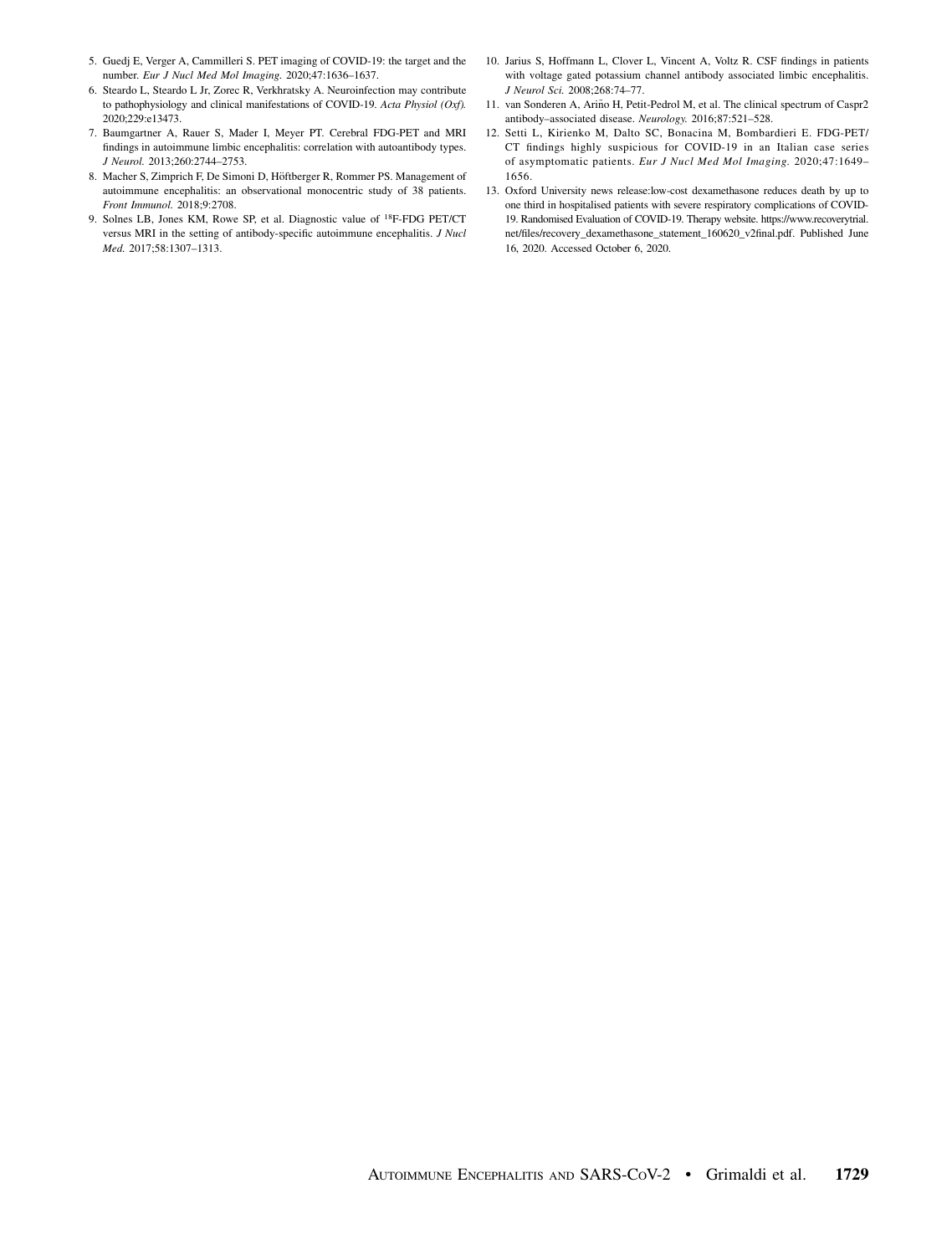5. Guedj E, Verger A, Cammilleri S. PET imaging of COVID-19: the target and the number. *Eur J Nucl Med Mol Imaging.* 2020;47:1636–1637.
6. Steardo L, Steardo L Jr, Zorec R, Verkhratsky A. Neuroinfection may contribute to pathophysiology and clinical manifestations of COVID-19. *Acta Physiol (Oxf).* 2020;229:e13473.
7. Baumgartner A, Rauer S, Mader I, Meyer PT. Cerebral FDG-PET and MRI findings in autoimmune limbic encephalitis: correlation with autoantibody types. *J Neurol.* 2013;260:2744–2753.
8. Macher S, Zimprich F, De Simoni D, Höftberger R, Rommer PS. Management of autoimmune encephalitis: an observational monocentric study of 38 patients. *Front Immunol.* 2018;9:2708.
9. Solnes LB, Jones KM, Rowe SP, et al. Diagnostic value of $^{18}$F-FDG PET/CT versus MRI in the setting of antibody-specific autoimmune encephalitis. *J Nucl Med.* 2017;58:1307–1313.
10. Jarius S, Hoffmann L, Clover L, Vincent A, Voltz R. CSF findings in patients with voltage gated potassium channel antibody associated limbic encephalitis. *J Neurol Sci.* 2008;268:74–77.
11. van Sonderen A, Ariño H, Petit-Pedrol M, et al. The clinical spectrum of Caspr2 antibody–associated disease. *Neurology.* 2016;87:521–528.
12. Setti L, Kirienko M, Dalto SC, Bonacina M, Bombardieri E. FDG-PET/CT findings highly suspicious for COVID-19 in an Italian case series of asymptomatic patients. *Eur J Nucl Med Mol Imaging.* 2020;47:1649–1656.
13. Oxford University news release:low-cost dexamethasone reduces death by up to one third in hospitalised patients with severe respiratory complications of COVID-19. Randomised Evaluation of COVID-19. Therapy website. https://www.recoverytrial.net/files/recovery_dexamethasone_statement_160620_v2final.pdf. Published June 16, 2020. Accessed October 6, 2020.